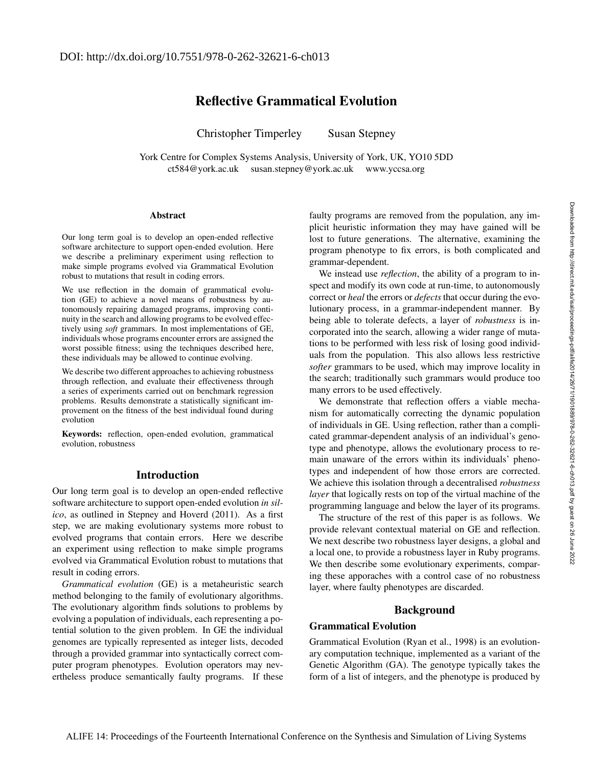DOI: http://dx.doi.org/10.7551/978-0-262-32621-6-ch013

# Reflective Grammatical Evolution

Christopher Timperley        Susan Stepney

York Centre for Complex Systems Analysis, University of York, UK, YO10 5DD
ct584@york.ac.uk     susan.stepney@york.ac.uk     www.yccsa.org

## Abstract

Our long term goal is to develop an open-ended reflective software architecture to support open-ended evolution. Here we describe a preliminary experiment using reflection to make simple programs evolved via Grammatical Evolution robust to mutations that result in coding errors.

We use reflection in the domain of grammatical evolution (GE) to achieve a novel means of robustness by autonomously repairing damaged programs, improving continuity in the search and allowing programs to be evolved effectively using *soft* grammars. In most implementations of GE, individuals whose programs encounter errors are assigned the worst possible fitness; using the techniques described here, these individuals may be allowed to continue evolving.

We describe two different approaches to achieving robustness through reflection, and evaluate their effectiveness through a series of experiments carried out on benchmark regression problems. Results demonstrate a statistically significant improvement on the fitness of the best individual found during evolution

**Keywords:** reflection, open-ended evolution, grammatical evolution, robustness

## Introduction

Our long term goal is to develop an open-ended reflective software architecture to support open-ended evolution *in silico*, as outlined in Stepney and Hoverd (2011). As a first step, we are making evolutionary systems more robust to evolved programs that contain errors. Here we describe an experiment using reflection to make simple programs evolved via Grammatical Evolution robust to mutations that result in coding errors.

*Grammatical evolution* (GE) is a metaheuristic search method belonging to the family of evolutionary algorithms. The evolutionary algorithm finds solutions to problems by evolving a population of individuals, each representing a potential solution to the given problem. In GE the individual genomes are typically represented as integer lists, decoded through a provided grammar into syntactically correct computer program phenotypes. Evolution operators may nevertheless produce semantically faulty programs. If these faulty programs are removed from the population, any implicit heuristic information they may have gained will be lost to future generations. The alternative, examining the program phenotype to fix errors, is both complicated and grammar-dependent.

We instead use *reflection*, the ability of a program to inspect and modify its own code at run-time, to autonomously correct or *heal* the errors or *defects* that occur during the evolutionary process, in a grammar-independent manner. By being able to tolerate defects, a layer of *robustness* is incorporated into the search, allowing a wider range of mutations to be performed with less risk of losing good individuals from the population. This also allows less restrictive *softer* grammars to be used, which may improve locality in the search; traditionally such grammars would produce too many errors to be used effectively.

We demonstrate that reflection offers a viable mechanism for automatically correcting the dynamic population of individuals in GE. Using reflection, rather than a complicated grammar-dependent analysis of an individual's genotype and phenotype, allows the evolutionary process to remain unaware of the errors within its individuals' phenotypes and independent of how those errors are corrected. We achieve this isolation through a decentralised *robustness layer* that logically rests on top of the virtual machine of the programming language and below the layer of its programs.

The structure of the rest of this paper is as follows. We provide relevant contextual material on GE and reflection. We next describe two robustness layer designs, a global and a local one, to provide a robustness layer in Ruby programs. We then describe some evolutionary experiments, comparing these approaches with a control case of no robustness layer, where faulty phenotypes are discarded.

## Background

### Grammatical Evolution

Grammatical Evolution (Ryan et al., 1998) is an evolutionary computation technique, implemented as a variant of the Genetic Algorithm (GA). The genotype typically takes the form of a list of integers, and the phenotype is produced by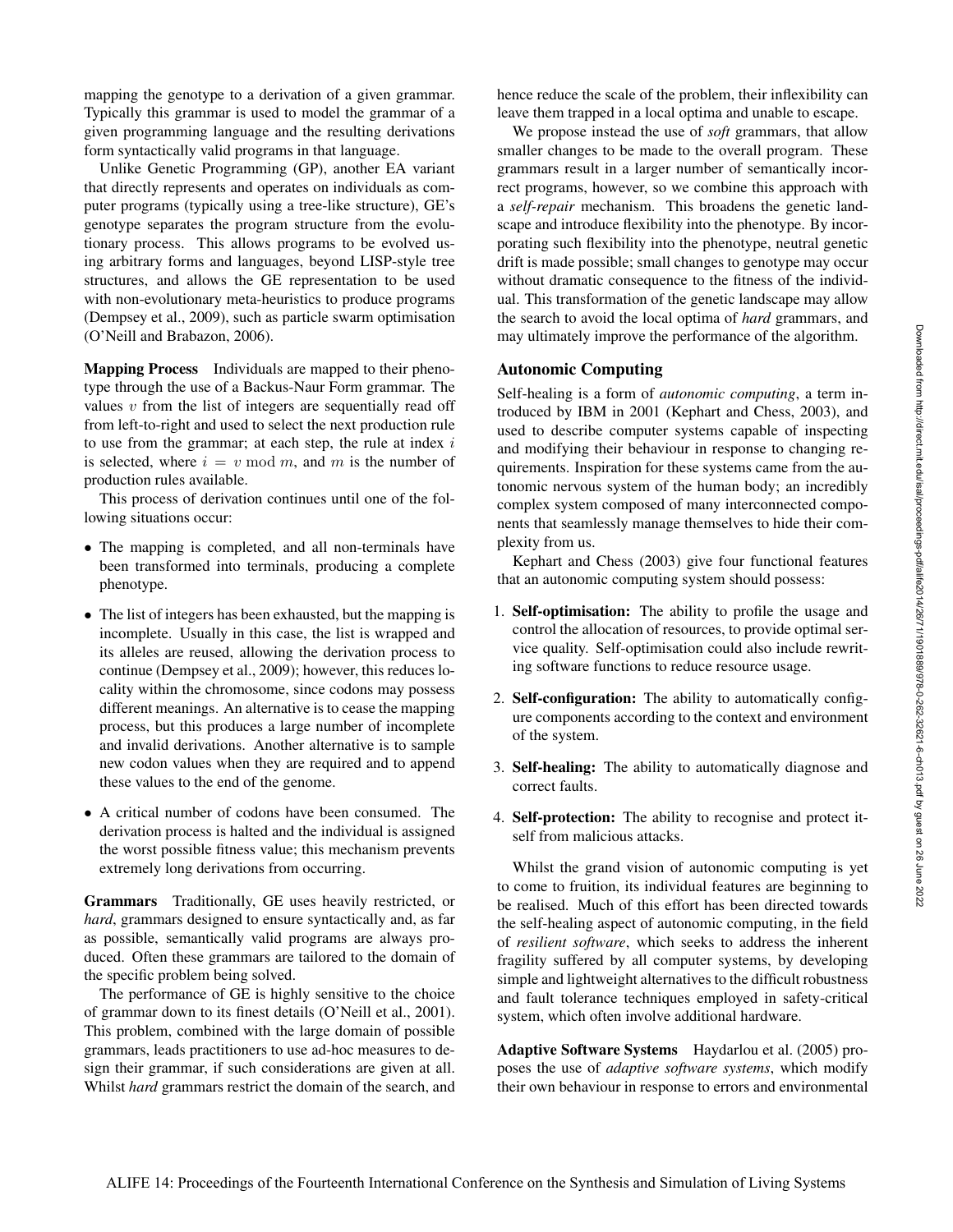mapping the genotype to a derivation of a given grammar. Typically this grammar is used to model the grammar of a given programming language and the resulting derivations form syntactically valid programs in that language.

Unlike Genetic Programming (GP), another EA variant that directly represents and operates on individuals as computer programs (typically using a tree-like structure), GE's genotype separates the program structure from the evolutionary process. This allows programs to be evolved using arbitrary forms and languages, beyond LISP-style tree structures, and allows the GE representation to be used with non-evolutionary meta-heuristics to produce programs (Dempsey et al., 2009), such as particle swarm optimisation (O'Neill and Brabazon, 2006).

**Mapping Process** Individuals are mapped to their phenotype through the use of a Backus-Naur Form grammar. The values $v$ from the list of integers are sequentially read off from left-to-right and used to select the next production rule to use from the grammar; at each step, the rule at index $i$ is selected, where $i = v \bmod m$, and $m$ is the number of production rules available.

This process of derivation continues until one of the following situations occur:

- The mapping is completed, and all non-terminals have been transformed into terminals, producing a complete phenotype.
- The list of integers has been exhausted, but the mapping is incomplete. Usually in this case, the list is wrapped and its alleles are reused, allowing the derivation process to continue (Dempsey et al., 2009); however, this reduces locality within the chromosome, since codons may possess different meanings. An alternative is to cease the mapping process, but this produces a large number of incomplete and invalid derivations. Another alternative is to sample new codon values when they are required and to append these values to the end of the genome.
- A critical number of codons have been consumed. The derivation process is halted and the individual is assigned the worst possible fitness value; this mechanism prevents extremely long derivations from occurring.

**Grammars** Traditionally, GE uses heavily restricted, or *hard*, grammars designed to ensure syntactically and, as far as possible, semantically valid programs are always produced. Often these grammars are tailored to the domain of the specific problem being solved.

The performance of GE is highly sensitive to the choice of grammar down to its finest details (O'Neill et al., 2001). This problem, combined with the large domain of possible grammars, leads practitioners to use ad-hoc measures to design their grammar, if such considerations are given at all. Whilst *hard* grammars restrict the domain of the search, and hence reduce the scale of the problem, their inflexibility can leave them trapped in a local optima and unable to escape.

We propose instead the use of *soft* grammars, that allow smaller changes to be made to the overall program. These grammars result in a larger number of semantically incorrect programs, however, so we combine this approach with a *self-repair* mechanism. This broadens the genetic landscape and introduce flexibility into the phenotype. By incorporating such flexibility into the phenotype, neutral genetic drift is made possible; small changes to genotype may occur without dramatic consequence to the fitness of the individual. This transformation of the genetic landscape may allow the search to avoid the local optima of *hard* grammars, and may ultimately improve the performance of the algorithm.

## Autonomic Computing

Self-healing is a form of *autonomic computing*, a term introduced by IBM in 2001 (Kephart and Chess, 2003), and used to describe computer systems capable of inspecting and modifying their behaviour in response to changing requirements. Inspiration for these systems came from the autonomic nervous system of the human body; an incredibly complex system composed of many interconnected components that seamlessly manage themselves to hide their complexity from us.

Kephart and Chess (2003) give four functional features that an autonomic computing system should possess:

1. **Self-optimisation:** The ability to profile the usage and control the allocation of resources, to provide optimal service quality. Self-optimisation could also include rewriting software functions to reduce resource usage.
2. **Self-configuration:** The ability to automatically configure components according to the context and environment of the system.
3. **Self-healing:** The ability to automatically diagnose and correct faults.
4. **Self-protection:** The ability to recognise and protect itself from malicious attacks.

Whilst the grand vision of autonomic computing is yet to come to fruition, its individual features are beginning to be realised. Much of this effort has been directed towards the self-healing aspect of autonomic computing, in the field of *resilient software*, which seeks to address the inherent fragility suffered by all computer systems, by developing simple and lightweight alternatives to the difficult robustness and fault tolerance techniques employed in safety-critical system, which often involve additional hardware.

**Adaptive Software Systems** Haydarlou et al. (2005) proposes the use of *adaptive software systems*, which modify their own behaviour in response to errors and environmental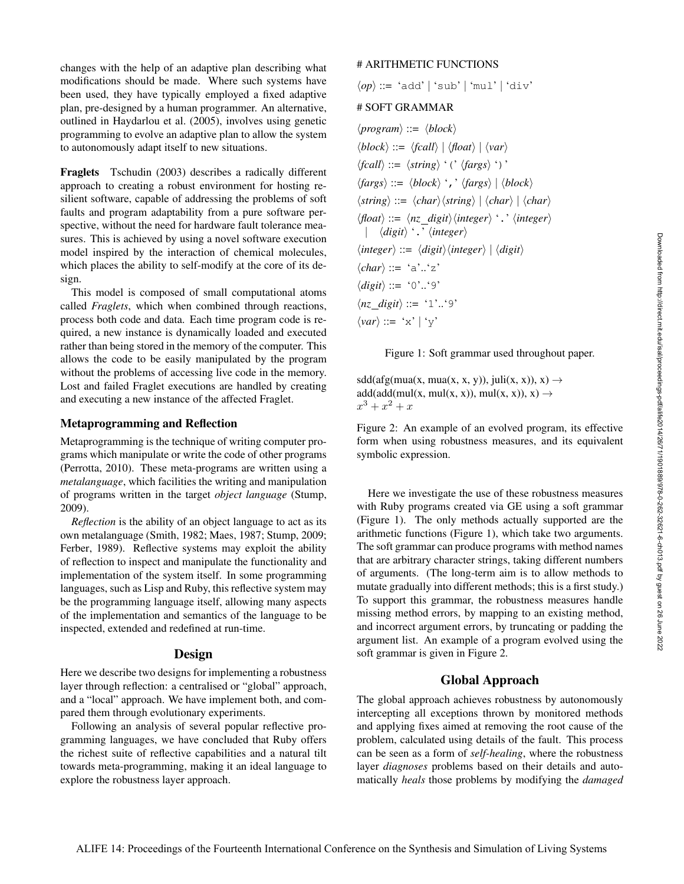changes with the help of an adaptive plan describing what modifications should be made. Where such systems have been used, they have typically employed a fixed adaptive plan, pre-designed by a human programmer. An alternative, outlined in Haydarlou et al. (2005), involves using genetic programming to evolve an adaptive plan to allow the system to autonomously adapt itself to new situations.

**Fraglets** Tschudin (2003) describes a radically different approach to creating a robust environment for hosting resilient software, capable of addressing the problems of soft faults and program adaptability from a pure software perspective, without the need for hardware fault tolerance measures. This is achieved by using a novel software execution model inspired by the interaction of chemical molecules, which places the ability to self-modify at the core of its design.

This model is composed of small computational atoms called *Fraglets*, which when combined through reactions, process both code and data. Each time program code is required, a new instance is dynamically loaded and executed rather than being stored in the memory of the computer. This allows the code to be easily manipulated by the program without the problems of accessing live code in the memory. Lost and failed Fraglet executions are handled by creating and executing a new instance of the affected Fraglet.

### Metaprogramming and Reflection

Metaprogramming is the technique of writing computer programs which manipulate or write the code of other programs (Perrotta, 2010). These meta-programs are written using a *metalanguage*, which facilities the writing and manipulation of programs written in the target *object language* (Stump, 2009).

*Reflection* is the ability of an object language to act as its own metalanguage (Smith, 1982; Maes, 1987; Stump, 2009; Ferber, 1989). Reflective systems may exploit the ability of reflection to inspect and manipulate the functionality and implementation of the system itself. In some programming languages, such as Lisp and Ruby, this reflective system may be the programming language itself, allowing many aspects of the implementation and semantics of the language to be inspected, extended and redefined at run-time.

## Design

Here we describe two designs for implementing a robustness layer through reflection: a centralised or "global" approach, and a "local" approach. We have implement both, and compared them through evolutionary experiments.

Following an analysis of several popular reflective programming languages, we have concluded that Ruby offers the richest suite of reflective capabilities and a natural tilt towards meta-programming, making it an ideal language to explore the robustness layer approach.

```
# ARITHMETIC FUNCTIONS
⟨op⟩ ::= 'add' | 'sub' | 'mul' | 'div'

# SOFT GRAMMAR
⟨program⟩ ::= ⟨block⟩
⟨block⟩ ::= ⟨fcall⟩ | ⟨float⟩ | ⟨var⟩
⟨fcall⟩ ::= ⟨string⟩ '(' ⟨fargs⟩ ')'
⟨fargs⟩ ::= ⟨block⟩ ',' ⟨fargs⟩ | ⟨block⟩
⟨string⟩ ::= ⟨char⟩⟨string⟩ | ⟨char⟩ | ⟨char⟩
⟨float⟩ ::= ⟨nz_digit⟩⟨integer⟩ '.' ⟨integer⟩
          | ⟨digit⟩ '.' ⟨integer⟩
⟨integer⟩ ::= ⟨digit⟩⟨integer⟩ | ⟨digit⟩
⟨char⟩ ::= 'a'..'z'
⟨digit⟩ ::= '0'..'9'
⟨nz_digit⟩ ::= '1'..'9'
⟨var⟩ ::= 'x' | 'y'
```

Figure 1: Soft grammar used throughout paper.

sdd(afg(mua(x, mua(x, x, y)), juli(x, x)), x) →
add(add(mul(x, mul(x, x)), mul(x, x)), x) →
$x^3 + x^2 + x$

Figure 2: An example of an evolved program, its effective form when using robustness measures, and its equivalent symbolic expression.

Here we investigate the use of these robustness measures with Ruby programs created via GE using a soft grammar (Figure 1). The only methods actually supported are the arithmetic functions (Figure 1), which take two arguments. The soft grammar can produce programs with method names that are arbitrary character strings, taking different numbers of arguments. (The long-term aim is to allow methods to mutate gradually into different methods; this is a first study.) To support this grammar, the robustness measures handle missing method errors, by mapping to an existing method, and incorrect argument errors, by truncating or padding the argument list. An example of a program evolved using the soft grammar is given in Figure 2.

## Global Approach

The global approach achieves robustness by autonomously intercepting all exceptions thrown by monitored methods and applying fixes aimed at removing the root cause of the problem, calculated using details of the fault. This process can be seen as a form of *self-healing*, where the robustness layer *diagnoses* problems based on their details and automatically *heals* those problems by modifying the *damaged*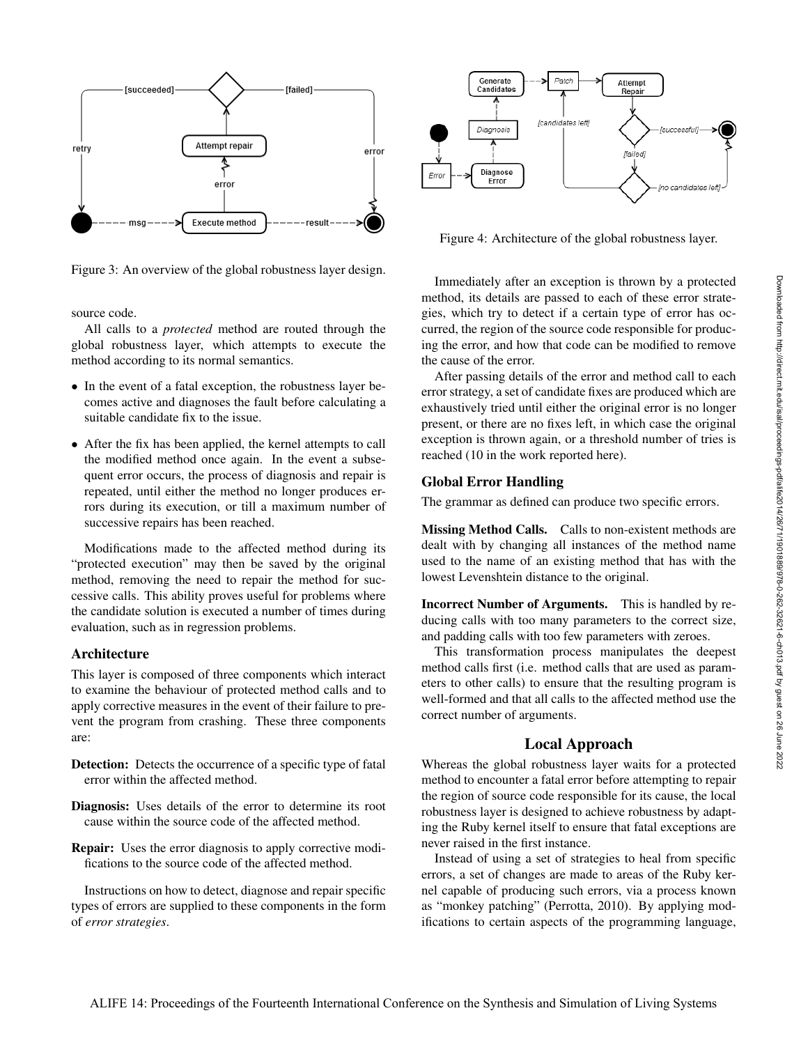Figure 3: An overview of the global robustness layer design.

Figure 4: Architecture of the global robustness layer.

source code.

All calls to a *protected* method are routed through the global robustness layer, which attempts to execute the method according to its normal semantics.

- In the event of a fatal exception, the robustness layer becomes active and diagnoses the fault before calculating a suitable candidate fix to the issue.
- After the fix has been applied, the kernel attempts to call the modified method once again. In the event a subsequent error occurs, the process of diagnosis and repair is repeated, until either the method no longer produces errors during its execution, or till a maximum number of successive repairs has been reached.

Modifications made to the affected method during its "protected execution" may then be saved by the original method, removing the need to repair the method for successive calls. This ability proves useful for problems where the candidate solution is executed a number of times during evaluation, such as in regression problems.

### Architecture

This layer is composed of three components which interact to examine the behaviour of protected method calls and to apply corrective measures in the event of their failure to prevent the program from crashing. These three components are:

**Detection:** Detects the occurrence of a specific type of fatal error within the affected method.

**Diagnosis:** Uses details of the error to determine its root cause within the source code of the affected method.

**Repair:** Uses the error diagnosis to apply corrective modifications to the source code of the affected method.

Instructions on how to detect, diagnose and repair specific types of errors are supplied to these components in the form of *error strategies*.

Immediately after an exception is thrown by a protected method, its details are passed to each of these error strategies, which try to detect if a certain type of error has occurred, the region of the source code responsible for producing the error, and how that code can be modified to remove the cause of the error.

After passing details of the error and method call to each error strategy, a set of candidate fixes are produced which are exhaustively tried until either the original error is no longer present, or there are no fixes left, in which case the original exception is thrown again, or a threshold number of tries is reached (10 in the work reported here).

### Global Error Handling

The grammar as defined can produce two specific errors.

**Missing Method Calls.** Calls to non-existent methods are dealt with by changing all instances of the method name used to the name of an existing method that has with the lowest Levenshtein distance to the original.

**Incorrect Number of Arguments.** This is handled by reducing calls with too many parameters to the correct size, and padding calls with too few parameters with zeroes.

This transformation process manipulates the deepest method calls first (i.e. method calls that are used as parameters to other calls) to ensure that the resulting program is well-formed and that all calls to the affected method use the correct number of arguments.

## Local Approach

Whereas the global robustness layer waits for a protected method to encounter a fatal error before attempting to repair the region of source code responsible for its cause, the local robustness layer is designed to achieve robustness by adapting the Ruby kernel itself to ensure that fatal exceptions are never raised in the first instance.

Instead of using a set of strategies to heal from specific errors, a set of changes are made to areas of the Ruby kernel capable of producing such errors, via a process known as "monkey patching" (Perrotta, 2010). By applying modifications to certain aspects of the programming language,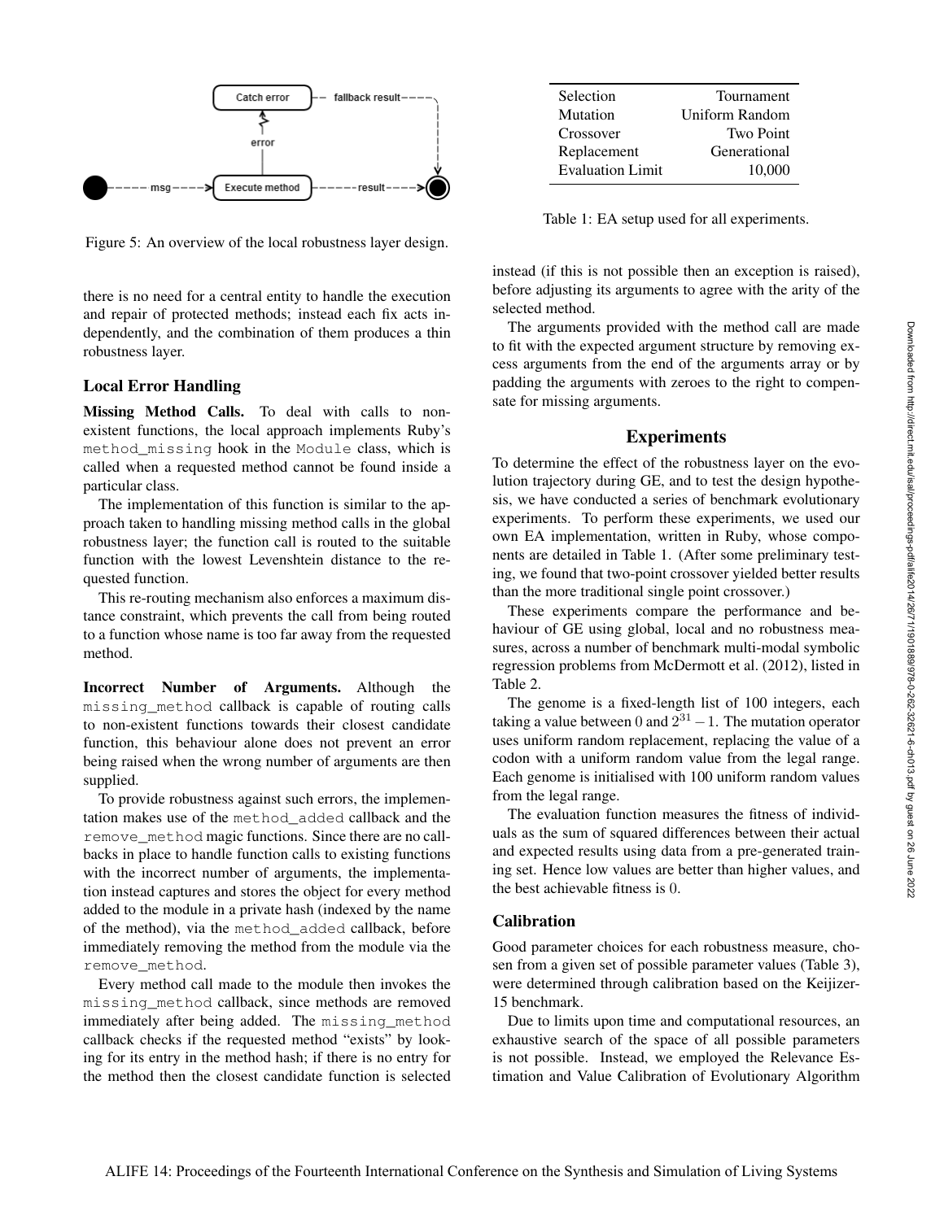Figure 5: An overview of the local robustness layer design.

there is no need for a central entity to handle the execution and repair of protected methods; instead each fix acts independently, and the combination of them produces a thin robustness layer.

### Local Error Handling

**Missing Method Calls.** To deal with calls to non-existent functions, the local approach implements Ruby's `method_missing` hook in the `Module` class, which is called when a requested method cannot be found inside a particular class.

The implementation of this function is similar to the approach taken to handling missing method calls in the global robustness layer; the function call is routed to the suitable function with the lowest Levenshtein distance to the requested function.

This re-routing mechanism also enforces a maximum distance constraint, which prevents the call from being routed to a function whose name is too far away from the requested method.

**Incorrect Number of Arguments.** Although the `missing_method` callback is capable of routing calls to non-existent functions towards their closest candidate function, this behaviour alone does not prevent an error being raised when the wrong number of arguments are then supplied.

To provide robustness against such errors, the implementation makes use of the `method_added` callback and the `remove_method` magic functions. Since there are no callbacks in place to handle function calls to existing functions with the incorrect number of arguments, the implementation instead captures and stores the object for every method added to the module in a private hash (indexed by the name of the method), via the `method_added` callback, before immediately removing the method from the module via the `remove_method`.

Every method call made to the module then invokes the `missing_method` callback, since methods are removed immediately after being added. The `missing_method` callback checks if the requested method "exists" by looking for its entry in the method hash; if there is no entry for the method then the closest candidate function is selected instead (if this is not possible then an exception is raised), before adjusting its arguments to agree with the arity of the selected method.

The arguments provided with the method call are made to fit with the expected argument structure by removing excess arguments from the end of the arguments array or by padding the arguments with zeroes to the right to compensate for missing arguments.

| | |
|---|---|
| Selection | Tournament |
| Mutation | Uniform Random |
| Crossover | Two Point |
| Replacement | Generational |
| Evaluation Limit | 10,000 |

Table 1: EA setup used for all experiments.

## Experiments

To determine the effect of the robustness layer on the evolution trajectory during GE, and to test the design hypothesis, we have conducted a series of benchmark evolutionary experiments. To perform these experiments, we used our own EA implementation, written in Ruby, whose components are detailed in Table 1. (After some preliminary testing, we found that two-point crossover yielded better results than the more traditional single point crossover.)

These experiments compare the performance and behaviour of GE using global, local and no robustness measures, across a number of benchmark multi-modal symbolic regression problems from McDermott et al. (2012), listed in Table 2.

The genome is a fixed-length list of 100 integers, each taking a value between 0 and $2^{31} - 1$. The mutation operator uses uniform random replacement, replacing the value of a codon with a uniform random value from the legal range. Each genome is initialised with 100 uniform random values from the legal range.

The evaluation function measures the fitness of individuals as the sum of squared differences between their actual and expected results using data from a pre-generated training set. Hence low values are better than higher values, and the best achievable fitness is 0.

### Calibration

Good parameter choices for each robustness measure, chosen from a given set of possible parameter values (Table 3), were determined through calibration based on the Keijizer-15 benchmark.

Due to limits upon time and computational resources, an exhaustive search of the space of all possible parameters is not possible. Instead, we employed the Relevance Estimation and Value Calibration of Evolutionary Algorithm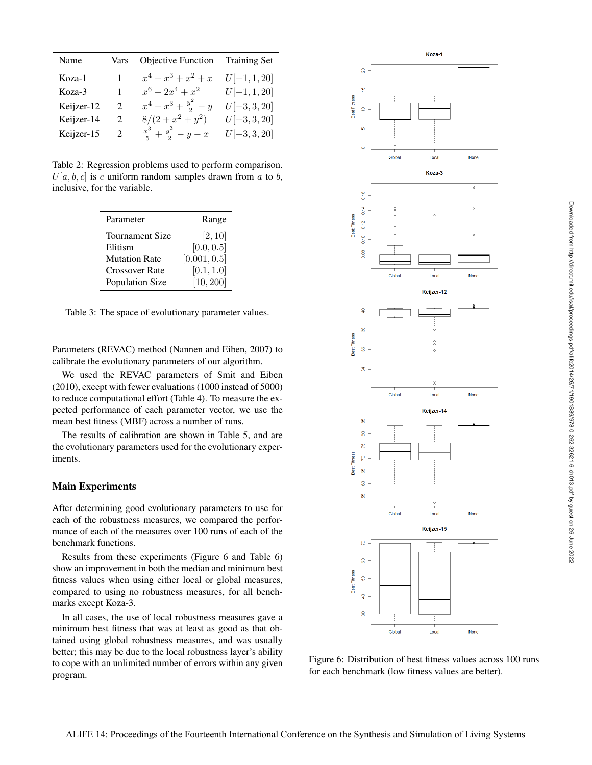| Name | Vars | Objective Function | Training Set |
|---|---|---|---|
| Koza-1 | 1 | $x^4 + x^3 + x^2 + x$ | $U[-1, 1, 20]$ |
| Koza-3 | 1 | $x^6 - 2x^4 + x^2$ | $U[-1, 1, 20]$ |
| Keijzer-12 | 2 | $x^4 - x^3 + \frac{y^2}{2} - y$ | $U[-3, 3, 20]$ |
| Keijzer-14 | 2 | $8/(2 + x^2 + y^2)$ | $U[-3, 3, 20]$ |
| Keijzer-15 | 2 | $\frac{x^3}{5} + \frac{y^3}{2} - y - x$ | $U[-3, 3, 20]$ |

Table 2: Regression problems used to perform comparison. $U[a, b, c]$ is $c$ uniform random samples drawn from $a$ to $b$, inclusive, for the variable.

| Parameter | Range |
|---|---|
| Tournament Size | $[2, 10]$ |
| Elitism | $[0.0, 0.5]$ |
| Mutation Rate | $[0.001, 0.5]$ |
| Crossover Rate | $[0.1, 1.0]$ |
| Population Size | $[10, 200]$ |

Table 3: The space of evolutionary parameter values.

Parameters (REVAC) method (Nannen and Eiben, 2007) to calibrate the evolutionary parameters of our algorithm.

We used the REVAC parameters of Smit and Eiben (2010), except with fewer evaluations (1000 instead of 5000) to reduce computational effort (Table 4). To measure the expected performance of each parameter vector, we use the mean best fitness (MBF) across a number of runs.

The results of calibration are shown in Table 5, and are the evolutionary parameters used for the evolutionary experiments.

## Main Experiments

After determining good evolutionary parameters to use for each of the robustness measures, we compared the performance of each of the measures over 100 runs of each of the benchmark functions.

Results from these experiments (Figure 6 and Table 6) show an improvement in both the median and minimum best fitness values when using either local or global measures, compared to using no robustness measures, for all benchmarks except Koza-3.

In all cases, the use of local robustness measures gave a minimum best fitness that was at least as good as that obtained using global robustness measures, and was usually better; this may be due to the local robustness layer's ability to cope with an unlimited number of errors within any given program.

Figure 6: Distribution of best fitness values across 100 runs for each benchmark (low fitness values are better).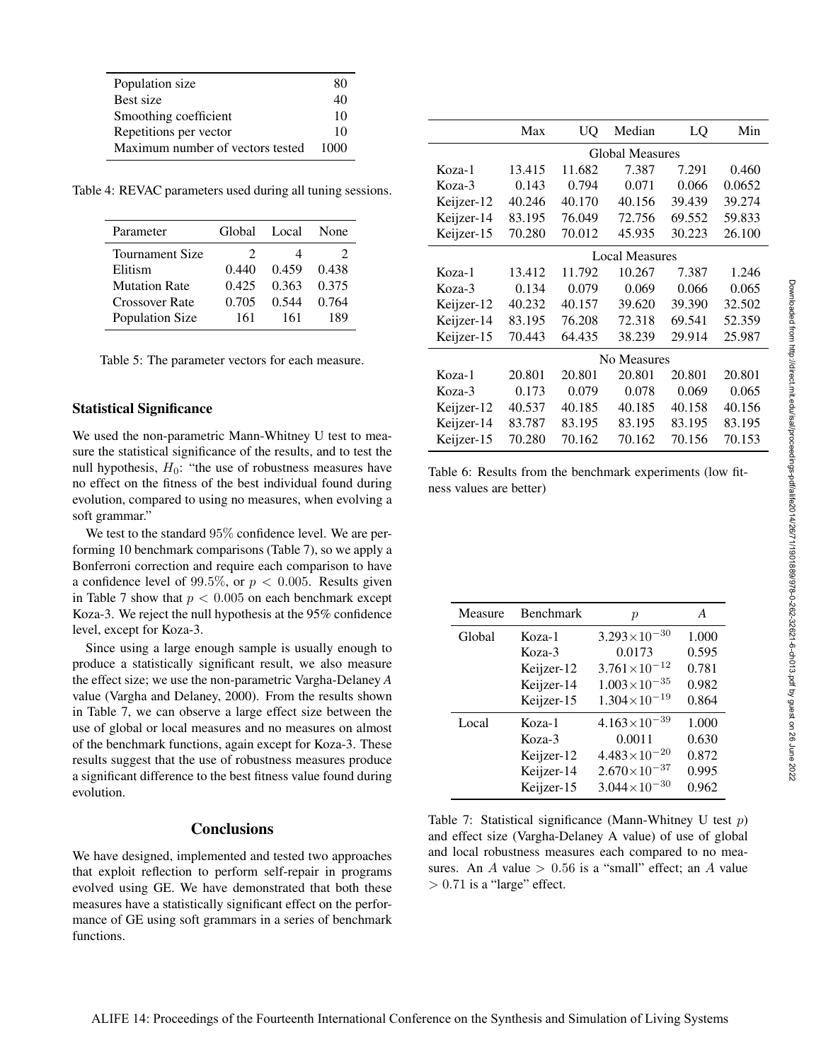| Population size | 80 |
|---|---|
| Best size | 40 |
| Smoothing coefficient | 10 |
| Repetitions per vector | 10 |
| Maximum number of vectors tested | 1000 |

Table 4: REVAC parameters used during all tuning sessions.

| Parameter | Global | Local | None |
|---|---|---|---|
| Tournament Size | 2 | 4 | 2 |
| Elitism | 0.440 | 0.459 | 0.438 |
| Mutation Rate | 0.425 | 0.363 | 0.375 |
| Crossover Rate | 0.705 | 0.544 | 0.764 |
| Population Size | 161 | 161 | 189 |

Table 5: The parameter vectors for each measure.

### Statistical Significance

We used the non-parametric Mann-Whitney U test to measure the statistical significance of the results, and to test the null hypothesis, $H_0$: "the use of robustness measures have no effect on the fitness of the best individual found during evolution, compared to using no measures, when evolving a soft grammar."

We test to the standard $95\%$ confidence level. We are performing 10 benchmark comparisons (Table 7), so we apply a Bonferroni correction and require each comparison to have a confidence level of $99.5\%$, or $p < 0.005$. Results given in Table 7 show that $p < 0.005$ on each benchmark except Koza-3. We reject the null hypothesis at the 95% confidence level, except for Koza-3.

Since using a large enough sample is usually enough to produce a statistically significant result, we also measure the effect size; we use the non-parametric Vargha-Delaney *A* value (Vargha and Delaney, 2000). From the results shown in Table 7, we can observe a large effect size between the use of global or local measures and no measures on almost of the benchmark functions, again except for Koza-3. These results suggest that the use of robustness measures produce a significant difference to the best fitness value found during evolution.

## Conclusions

We have designed, implemented and tested two approaches that exploit reflection to perform self-repair in programs evolved using GE. We have demonstrated that both these measures have a statistically significant effect on the performance of GE using soft grammars in a series of benchmark functions.

| | Max | UQ | Median | LQ | Min |
|---|---|---|---|---|---|
| Global Measures | | | | | |
| Koza-1 | 13.415 | 11.682 | 7.387 | 7.291 | 0.460 |
| Koza-3 | 0.143 | 0.794 | 0.071 | 0.066 | 0.0652 |
| Keijzer-12 | 40.246 | 40.170 | 40.156 | 39.439 | 39.274 |
| Keijzer-14 | 83.195 | 76.049 | 72.756 | 69.552 | 59.833 |
| Keijzer-15 | 70.280 | 70.012 | 45.935 | 30.223 | 26.100 |
| Local Measures | | | | | |
| Koza-1 | 13.412 | 11.792 | 10.267 | 7.387 | 1.246 |
| Koza-3 | 0.134 | 0.079 | 0.069 | 0.066 | 0.065 |
| Keijzer-12 | 40.232 | 40.157 | 39.620 | 39.390 | 32.502 |
| Keijzer-14 | 83.195 | 76.208 | 72.318 | 69.541 | 52.359 |
| Keijzer-15 | 70.443 | 64.435 | 38.239 | 29.914 | 25.987 |
| No Measures | | | | | |
| Koza-1 | 20.801 | 20.801 | 20.801 | 20.801 | 20.801 |
| Koza-3 | 0.173 | 0.079 | 0.078 | 0.069 | 0.065 |
| Keijzer-12 | 40.537 | 40.185 | 40.185 | 40.158 | 40.156 |
| Keijzer-14 | 83.787 | 83.195 | 83.195 | 83.195 | 83.195 |
| Keijzer-15 | 70.280 | 70.162 | 70.162 | 70.156 | 70.153 |

Table 6: Results from the benchmark experiments (low fitness values are better)

| Measure | Benchmark | $p$ | $A$ |
|---|---|---|---|
| Global | Koza-1 | $3.293\times10^{-30}$ | 1.000 |
| | Koza-3 | 0.0173 | 0.595 |
| | Keijzer-12 | $3.761\times10^{-12}$ | 0.781 |
| | Keijzer-14 | $1.003\times10^{-35}$ | 0.982 |
| | Keijzer-15 | $1.304\times10^{-19}$ | 0.864 |
| Local | Koza-1 | $4.163\times10^{-39}$ | 1.000 |
| | Koza-3 | 0.0011 | 0.630 |
| | Keijzer-12 | $4.483\times10^{-20}$ | 0.872 |
| | Keijzer-14 | $2.670\times10^{-37}$ | 0.995 |
| | Keijzer-15 | $3.044\times10^{-30}$ | 0.962 |

Table 7: Statistical significance (Mann-Whitney U test $p$) and effect size (Vargha-Delaney A value) of use of global and local robustness measures each compared to no measures. An $A$ value $> 0.56$ is a "small" effect; an $A$ value $> 0.71$ is a "large" effect.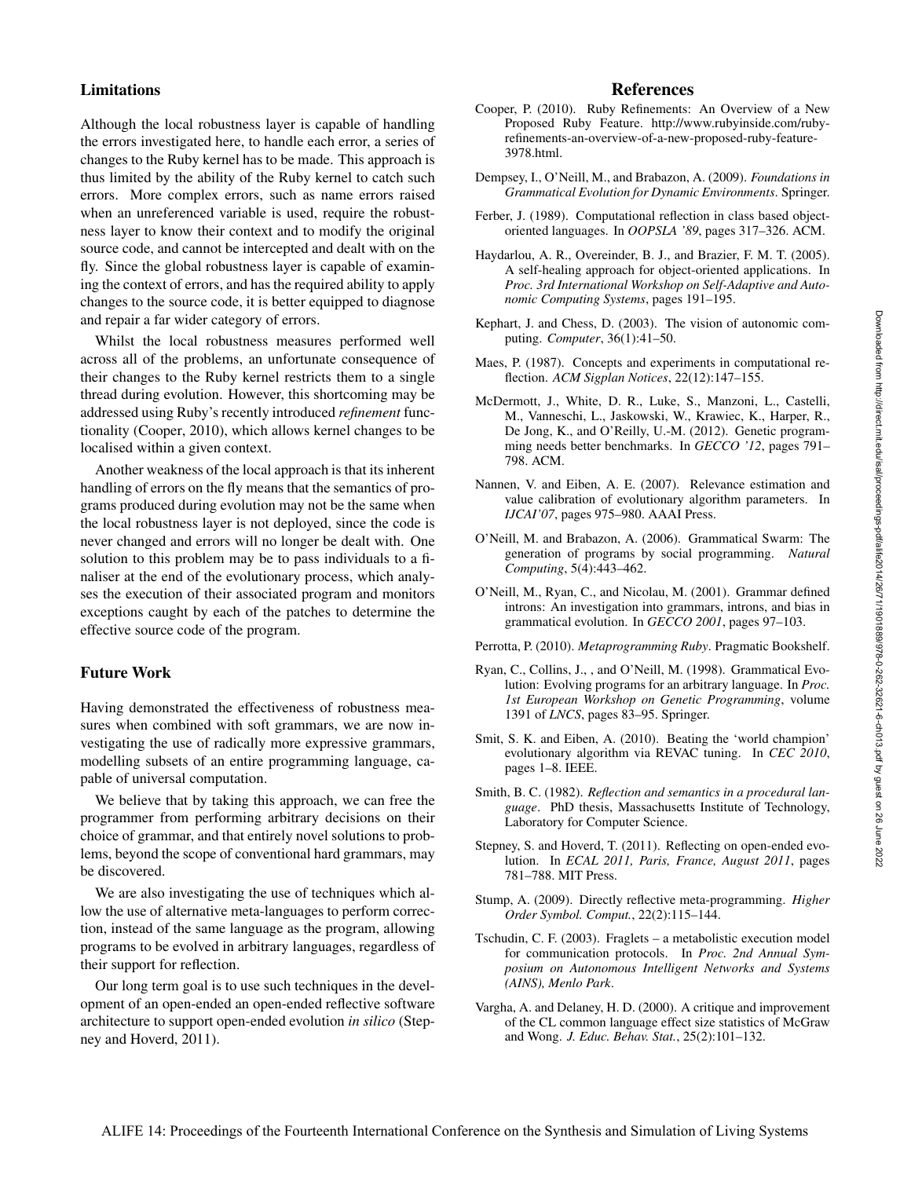## Limitations

Although the local robustness layer is capable of handling the errors investigated here, to handle each error, a series of changes to the Ruby kernel has to be made. This approach is thus limited by the ability of the Ruby kernel to catch such errors. More complex errors, such as name errors raised when an unreferenced variable is used, require the robustness layer to know their context and to modify the original source code, and cannot be intercepted and dealt with on the fly. Since the global robustness layer is capable of examining the context of errors, and has the required ability to apply changes to the source code, it is better equipped to diagnose and repair a far wider category of errors.

Whilst the local robustness measures performed well across all of the problems, an unfortunate consequence of their changes to the Ruby kernel restricts them to a single thread during evolution. However, this shortcoming may be addressed using Ruby's recently introduced *refinement* functionality (Cooper, 2010), which allows kernel changes to be localised within a given context.

Another weakness of the local approach is that its inherent handling of errors on the fly means that the semantics of programs produced during evolution may not be the same when the local robustness layer is not deployed, since the code is never changed and errors will no longer be dealt with. One solution to this problem may be to pass individuals to a finaliser at the end of the evolutionary process, which analyses the execution of their associated program and monitors exceptions caught by each of the patches to determine the effective source code of the program.

## Future Work

Having demonstrated the effectiveness of robustness measures when combined with soft grammars, we are now investigating the use of radically more expressive grammars, modelling subsets of an entire programming language, capable of universal computation.

We believe that by taking this approach, we can free the programmer from performing arbitrary decisions on their choice of grammar, and that entirely novel solutions to problems, beyond the scope of conventional hard grammars, may be discovered.

We are also investigating the use of techniques which allow the use of alternative meta-languages to perform correction, instead of the same language as the program, allowing programs to be evolved in arbitrary languages, regardless of their support for reflection.

Our long term goal is to use such techniques in the development of an open-ended an open-ended reflective software architecture to support open-ended evolution *in silico* (Stepney and Hoverd, 2011).

## References

Cooper, P. (2010). Ruby Refinements: An Overview of a New Proposed Ruby Feature. http://www.rubyinside.com/ruby-refinements-an-overview-of-a-new-proposed-ruby-feature-3978.html.

Dempsey, I., O'Neill, M., and Brabazon, A. (2009). *Foundations in Grammatical Evolution for Dynamic Environments*. Springer.

Ferber, J. (1989). Computational reflection in class based object-oriented languages. In *OOPSLA '89*, pages 317–326. ACM.

Haydarlou, A. R., Overeinder, B. J., and Brazier, F. M. T. (2005). A self-healing approach for object-oriented applications. In *Proc. 3rd International Workshop on Self-Adaptive and Autonomic Computing Systems*, pages 191–195.

Kephart, J. and Chess, D. (2003). The vision of autonomic computing. *Computer*, 36(1):41–50.

Maes, P. (1987). Concepts and experiments in computational reflection. *ACM Sigplan Notices*, 22(12):147–155.

McDermott, J., White, D. R., Luke, S., Manzoni, L., Castelli, M., Vanneschi, L., Jaskowski, W., Krawiec, K., Harper, R., De Jong, K., and O'Reilly, U.-M. (2012). Genetic programming needs better benchmarks. In *GECCO '12*, pages 791–798. ACM.

Nannen, V. and Eiben, A. E. (2007). Relevance estimation and value calibration of evolutionary algorithm parameters. In *IJCAI'07*, pages 975–980. AAAI Press.

O'Neill, M. and Brabazon, A. (2006). Grammatical Swarm: The generation of programs by social programming. *Natural Computing*, 5(4):443–462.

O'Neill, M., Ryan, C., and Nicolau, M. (2001). Grammar defined introns: An investigation into grammars, introns, and bias in grammatical evolution. In *GECCO 2001*, pages 97–103.

Perrotta, P. (2010). *Metaprogramming Ruby*. Pragmatic Bookshelf.

Ryan, C., Collins, J., , and O'Neill, M. (1998). Grammatical Evolution: Evolving programs for an arbitrary language. In *Proc. 1st European Workshop on Genetic Programming*, volume 1391 of *LNCS*, pages 83–95. Springer.

Smit, S. K. and Eiben, A. (2010). Beating the 'world champion' evolutionary algorithm via REVAC tuning. In *CEC 2010*, pages 1–8. IEEE.

Smith, B. C. (1982). *Reflection and semantics in a procedural language*. PhD thesis, Massachusetts Institute of Technology, Laboratory for Computer Science.

Stepney, S. and Hoverd, T. (2011). Reflecting on open-ended evolution. In *ECAL 2011, Paris, France, August 2011*, pages 781–788. MIT Press.

Stump, A. (2009). Directly reflective meta-programming. *Higher Order Symbol. Comput.*, 22(2):115–144.

Tschudin, C. F. (2003). Fraglets – a metabolistic execution model for communication protocols. In *Proc. 2nd Annual Symposium on Autonomous Intelligent Networks and Systems (AINS), Menlo Park*.

Vargha, A. and Delaney, H. D. (2000). A critique and improvement of the CL common language effect size statistics of McGraw and Wong. *J. Educ. Behav. Stat.*, 25(2):101–132.